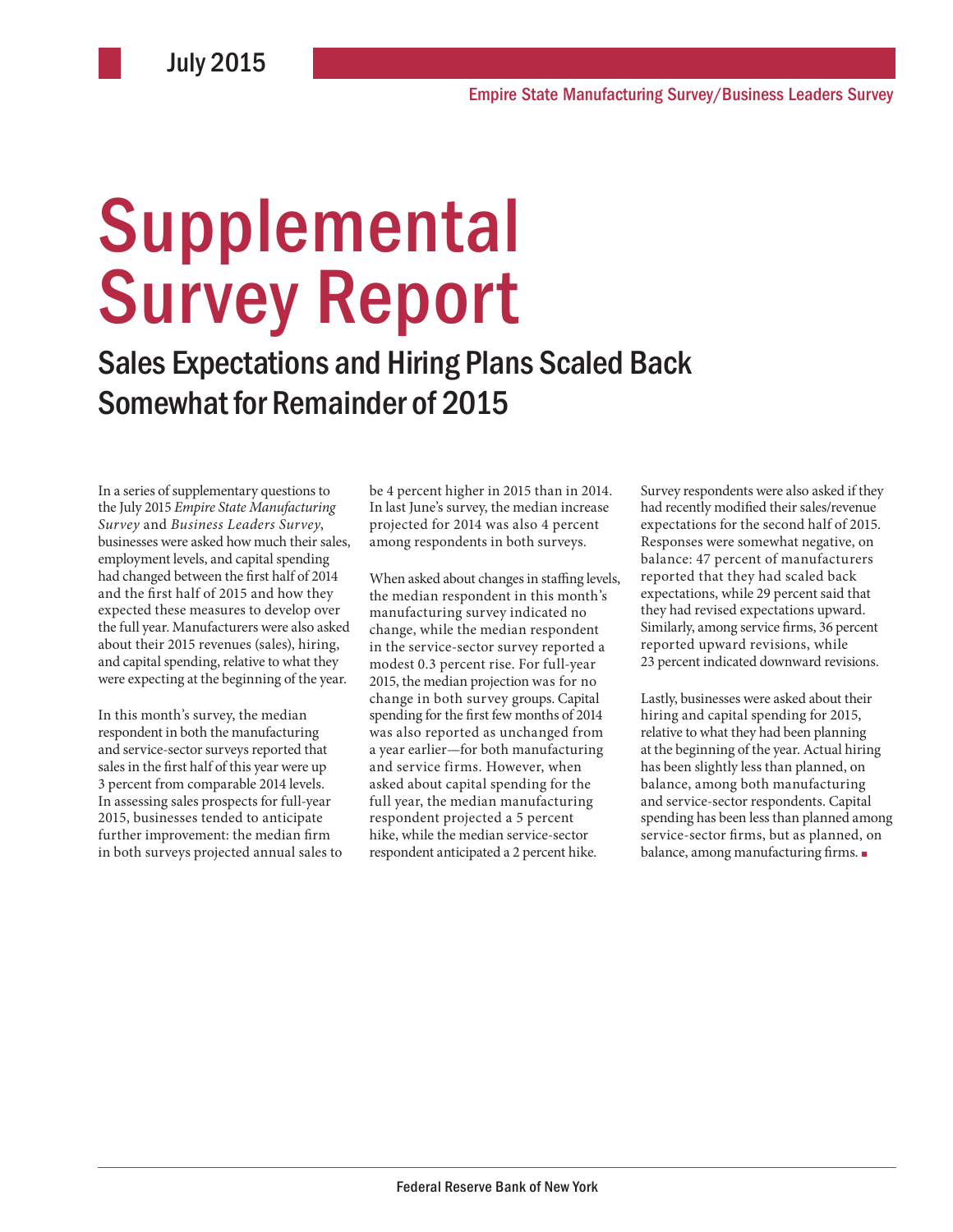July 2015

Empire State Manufacturing Survey/Business Leaders Survey

# Supplemental Survey Report

## Sales Expectations and Hiring Plans Scaled Back Somewhat for Remainder of 2015

In a series of supplementary questions to the July 2015 *Empire State Manufacturing Survey* and *Business Leaders Survey*, businesses were asked how much their sales, employment levels, and capital spending had changed between the first half of 2014 and the first half of 2015 and how they expected these measures to develop over the full year. Manufacturers were also asked about their 2015 revenues (sales), hiring, and capital spending, relative to what they were expecting at the beginning of the year.

In this month's survey, the median respondent in both the manufacturing and service-sector surveys reported that sales in the first half of this year were up 3 percent from comparable 2014 levels. In assessing sales prospects for full-year 2015, businesses tended to anticipate further improvement: the median firm in both surveys projected annual sales to be 4 percent higher in 2015 than in 2014. In last June's survey, the median increase projected for 2014 was also 4 percent among respondents in both surveys.

When asked about changes in staffing levels, the median respondent in this month's manufacturing survey indicated no change, while the median respondent in the service-sector survey reported a modest 0.3 percent rise. For full-year 2015, the median projection was for no change in both survey groups. Capital spending for the first few months of 2014 was also reported as unchanged from a year earlier—for both manufacturing and service firms. However, when asked about capital spending for the full year, the median manufacturing respondent projected a 5 percent hike, while the median service-sector respondent anticipated a 2 percent hike.

Survey respondents were also asked if they had recently modified their sales/revenue expectations for the second half of 2015. Responses were somewhat negative, on balance: 47 percent of manufacturers reported that they had scaled back expectations, while 29 percent said that they had revised expectations upward. Similarly, among service firms, 36 percent reported upward revisions, while 23 percent indicated downward revisions.

Lastly, businesses were asked about their hiring and capital spending for 2015, relative to what they had been planning at the beginning of the year. Actual hiring has been slightly less than planned, on balance, among both manufacturing and service-sector respondents. Capital spending has been less than planned among service-sector firms, but as planned, on balance, among manufacturing firms. ■

Federal Reserve Bank of New York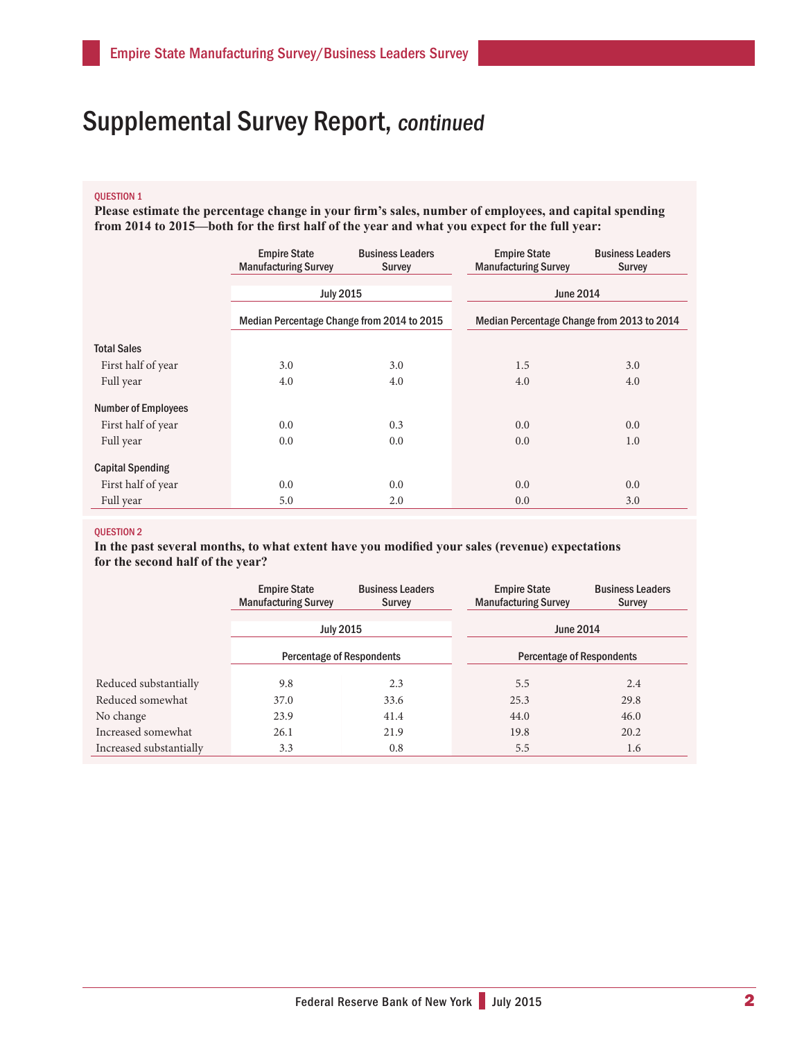# Supplemental Survey Report, *continued*

QUESTION 1

**Please estimate the percentage change in your firm's sales, number of employees, and capital spending from 2014 to 2015—both for the first half of the year and what you expect for the full year:**

| | Empire State Manufacturing Survey | Business Leaders Survey | Empire State Manufacturing Survey | Business Leaders Survey |
|---|---|---|---|---|
| | July 2015 | | June 2014 | |
| | Median Percentage Change from 2014 to 2015 | | Median Percentage Change from 2013 to 2014 | |
| **Total Sales** | | | | |
| First half of year | 3.0 | 3.0 | 1.5 | 3.0 |
| Full year | 4.0 | 4.0 | 4.0 | 4.0 |
| **Number of Employees** | | | | |
| First half of year | 0.0 | 0.3 | 0.0 | 0.0 |
| Full year | 0.0 | 0.0 | 0.0 | 1.0 |
| **Capital Spending** | | | | |
| First half of year | 0.0 | 0.0 | 0.0 | 0.0 |
| Full year | 5.0 | 2.0 | 0.0 | 3.0 |

QUESTION 2

**In the past several months, to what extent have you modified your sales (revenue) expectations for the second half of the year?**

| | Empire State Manufacturing Survey | Business Leaders Survey | Empire State Manufacturing Survey | Business Leaders Survey |
|---|---|---|---|---|
| | July 2015 | | June 2014 | |
| | Percentage of Respondents | | Percentage of Respondents | |
| Reduced substantially | 9.8 | 2.3 | 5.5 | 2.4 |
| Reduced somewhat | 37.0 | 33.6 | 25.3 | 29.8 |
| No change | 23.9 | 41.4 | 44.0 | 46.0 |
| Increased somewhat | 26.1 | 21.9 | 19.8 | 20.2 |
| Increased substantially | 3.3 | 0.8 | 5.5 | 1.6 |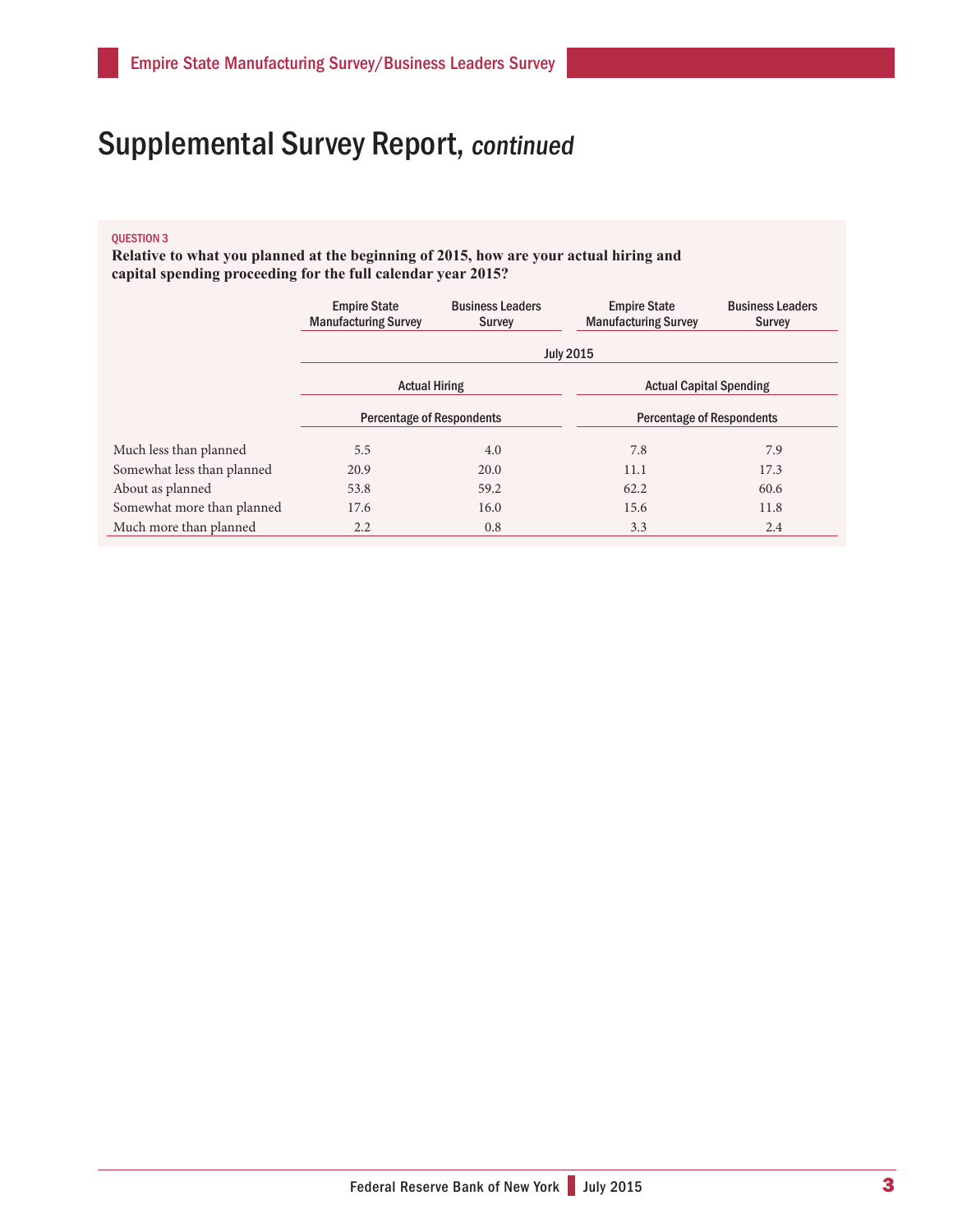# Supplemental Survey Report, *continued*

QUESTION 3

**Relative to what you planned at the beginning of 2015, how are your actual hiring and capital spending proceeding for the full calendar year 2015?**

| | Empire State Manufacturing Survey | Business Leaders Survey | Empire State Manufacturing Survey | Business Leaders Survey |
|---|---|---|---|---|
| | July 2015 | | | |
| | Actual Hiring | | Actual Capital Spending | |
| | Percentage of Respondents | | Percentage of Respondents | |
| Much less than planned | 5.5 | 4.0 | 7.8 | 7.9 |
| Somewhat less than planned | 20.9 | 20.0 | 11.1 | 17.3 |
| About as planned | 53.8 | 59.2 | 62.2 | 60.6 |
| Somewhat more than planned | 17.6 | 16.0 | 15.6 | 11.8 |
| Much more than planned | 2.2 | 0.8 | 3.3 | 2.4 |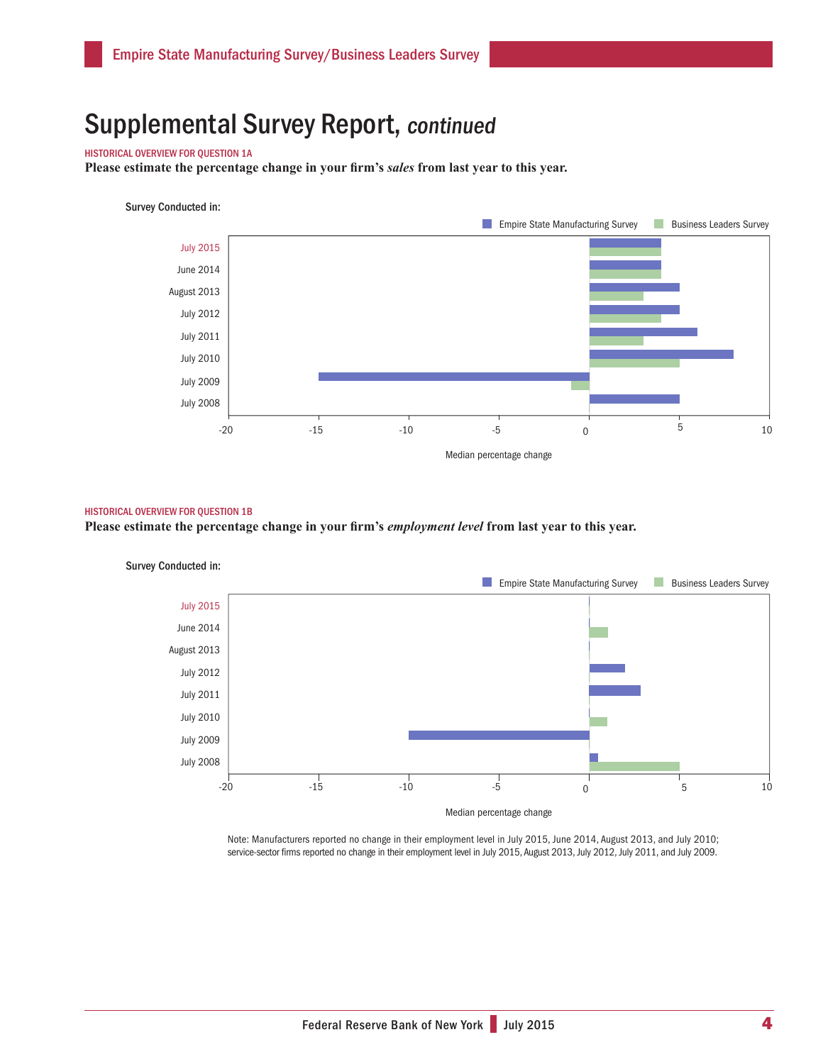# Supplemental Survey Report, *continued*

HISTORICAL OVERVIEW FOR QUESTION 1A

**Please estimate the percentage change in your firm's *sales* from last year to this year.**

Survey Conducted in:

Empire State Manufacturing Survey    Business Leaders Survey

July 2015
June 2014
August 2013
July 2012
July 2011
July 2010
July 2009
July 2008

-20 -15 -10 -5 0 5 10

Median percentage change

HISTORICAL OVERVIEW FOR QUESTION 1B

**Please estimate the percentage change in your firm's *employment level* from last year to this year.**

Survey Conducted in:

Empire State Manufacturing Survey    Business Leaders Survey

July 2015
June 2014
August 2013
July 2012
July 2011
July 2010
July 2009
July 2008

-20 -15 -10 -5 0 5 10

Median percentage change

Note: Manufacturers reported no change in their employment level in July 2015, June 2014, August 2013, and July 2010; service-sector firms reported no change in their employment level in July 2015, August 2013, July 2012, July 2011, and July 2009.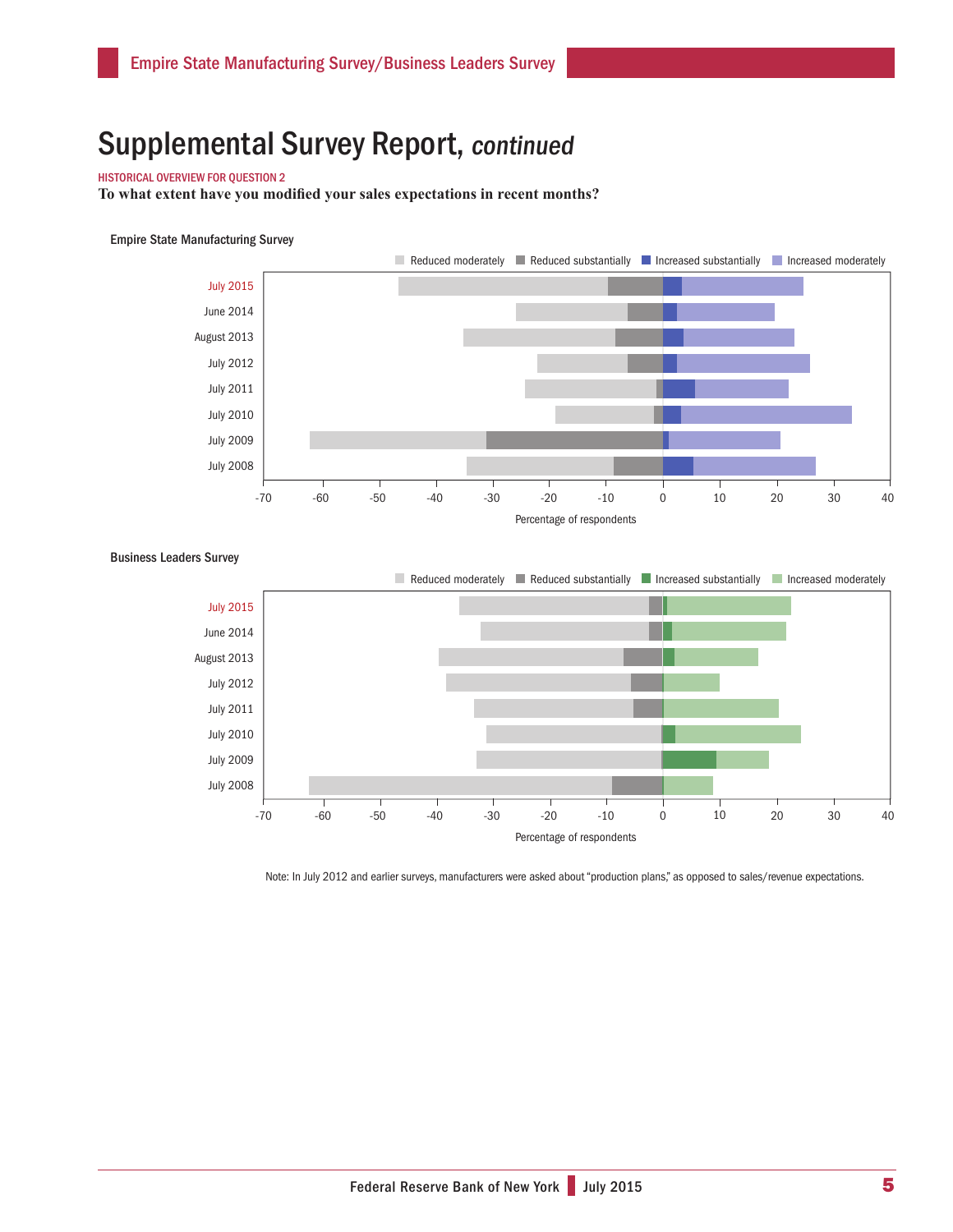# Supplemental Survey Report, *continued*

HISTORICAL OVERVIEW FOR QUESTION 2

**To what extent have you modified your sales expectations in recent months?**

Empire State Manufacturing Survey

Reduced moderately
Reduced substantially
Increased substantially
Increased moderately

July 2015
June 2014
August 2013
July 2012
July 2011
July 2010
July 2009
July 2008

-70 -60 -50 -40 -30 -20 -10 0 10 20 30 40

Percentage of respondents

Business Leaders Survey

Reduced moderately
Reduced substantially
Increased substantially
Increased moderately

July 2015
June 2014
August 2013
July 2012
July 2011
July 2010
July 2009
July 2008

-70 -60 -50 -40 -30 -20 -10 0 10 20 30 40

Percentage of respondents

Note: In July 2012 and earlier surveys, manufacturers were asked about "production plans," as opposed to sales/revenue expectations.